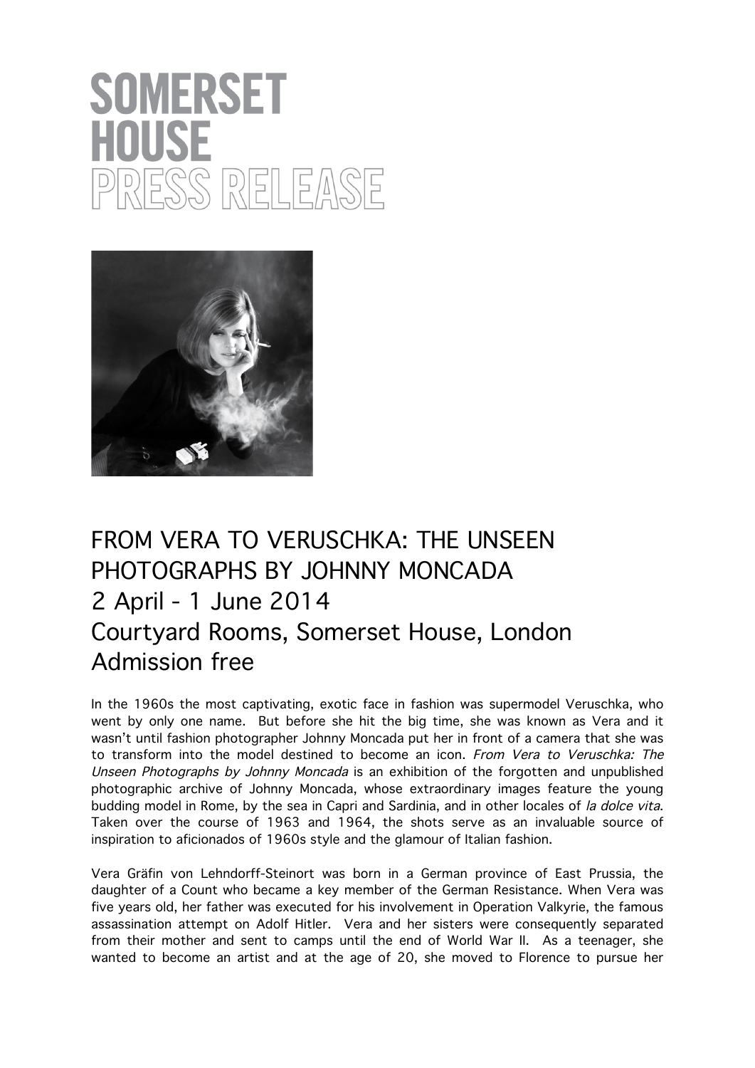# SOMERSET HOUSE
# PRESS RELEASE

## FROM VERA TO VERUSCHKA: THE UNSEEN PHOTOGRAPHS BY JOHNNY MONCADA
## 2 April - 1 June 2014
## Courtyard Rooms, Somerset House, London
## Admission free

In the 1960s the most captivating, exotic face in fashion was supermodel Veruschka, who went by only one name. But before she hit the big time, she was known as Vera and it wasn't until fashion photographer Johnny Moncada put her in front of a camera that she was to transform into the model destined to become an icon. *From Vera to Veruschka: The Unseen Photographs by Johnny Moncada* is an exhibition of the forgotten and unpublished photographic archive of Johnny Moncada, whose extraordinary images feature the young budding model in Rome, by the sea in Capri and Sardinia, and in other locales of *la dolce vita*. Taken over the course of 1963 and 1964, the shots serve as an invaluable source of inspiration to aficionados of 1960s style and the glamour of Italian fashion.

Vera Gräfin von Lehndorff-Steinort was born in a German province of East Prussia, the daughter of a Count who became a key member of the German Resistance. When Vera was five years old, her father was executed for his involvement in Operation Valkyrie, the famous assassination attempt on Adolf Hitler. Vera and her sisters were consequently separated from their mother and sent to camps until the end of World War II. As a teenager, she wanted to become an artist and at the age of 20, she moved to Florence to pursue her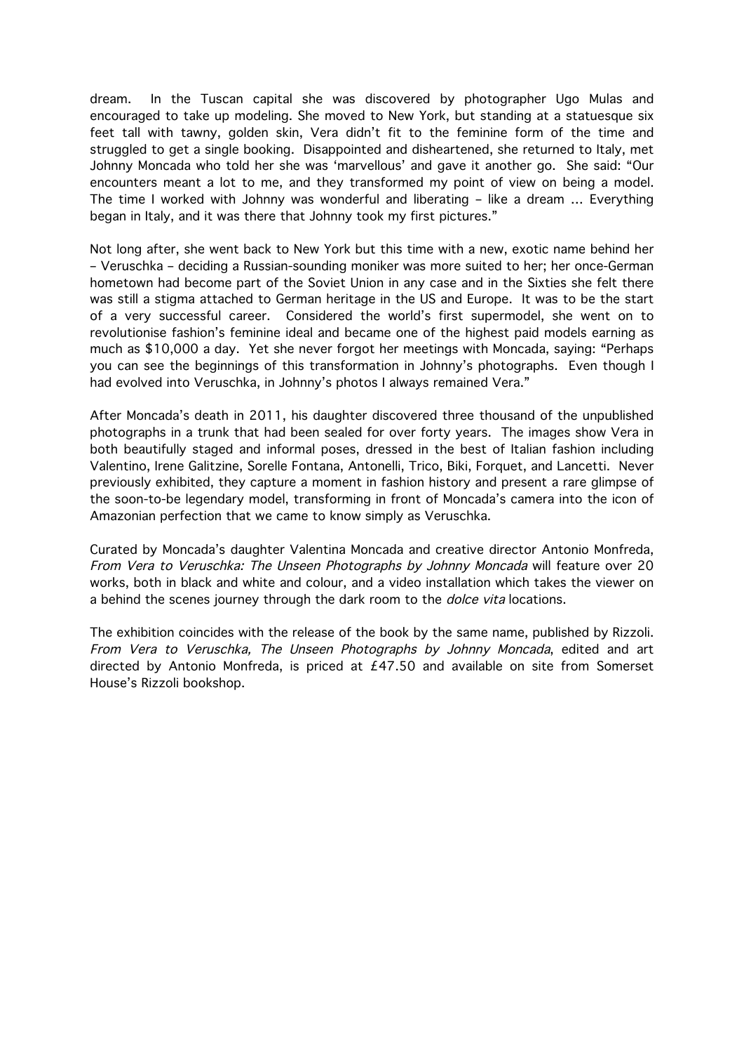dream. In the Tuscan capital she was discovered by photographer Ugo Mulas and encouraged to take up modeling. She moved to New York, but standing at a statuesque six feet tall with tawny, golden skin, Vera didn't fit to the feminine form of the time and struggled to get a single booking. Disappointed and disheartened, she returned to Italy, met Johnny Moncada who told her she was 'marvellous' and gave it another go. She said: "Our encounters meant a lot to me, and they transformed my point of view on being a model. The time I worked with Johnny was wonderful and liberating – like a dream … Everything began in Italy, and it was there that Johnny took my first pictures."

Not long after, she went back to New York but this time with a new, exotic name behind her – Veruschka – deciding a Russian-sounding moniker was more suited to her; her once-German hometown had become part of the Soviet Union in any case and in the Sixties she felt there was still a stigma attached to German heritage in the US and Europe. It was to be the start of a very successful career. Considered the world's first supermodel, she went on to revolutionise fashion's feminine ideal and became one of the highest paid models earning as much as $10,000 a day. Yet she never forgot her meetings with Moncada, saying: "Perhaps you can see the beginnings of this transformation in Johnny's photographs. Even though I had evolved into Veruschka, in Johnny's photos I always remained Vera."

After Moncada's death in 2011, his daughter discovered three thousand of the unpublished photographs in a trunk that had been sealed for over forty years. The images show Vera in both beautifully staged and informal poses, dressed in the best of Italian fashion including Valentino, Irene Galitzine, Sorelle Fontana, Antonelli, Trico, Biki, Forquet, and Lancetti. Never previously exhibited, they capture a moment in fashion history and present a rare glimpse of the soon-to-be legendary model, transforming in front of Moncada's camera into the icon of Amazonian perfection that we came to know simply as Veruschka.

Curated by Moncada's daughter Valentina Moncada and creative director Antonio Monfreda, *From Vera to Veruschka: The Unseen Photographs by Johnny Moncada* will feature over 20 works, both in black and white and colour, and a video installation which takes the viewer on a behind the scenes journey through the dark room to the *dolce vita* locations.

The exhibition coincides with the release of the book by the same name, published by Rizzoli. *From Vera to Veruschka, The Unseen Photographs by Johnny Moncada*, edited and art directed by Antonio Monfreda, is priced at £47.50 and available on site from Somerset House's Rizzoli bookshop.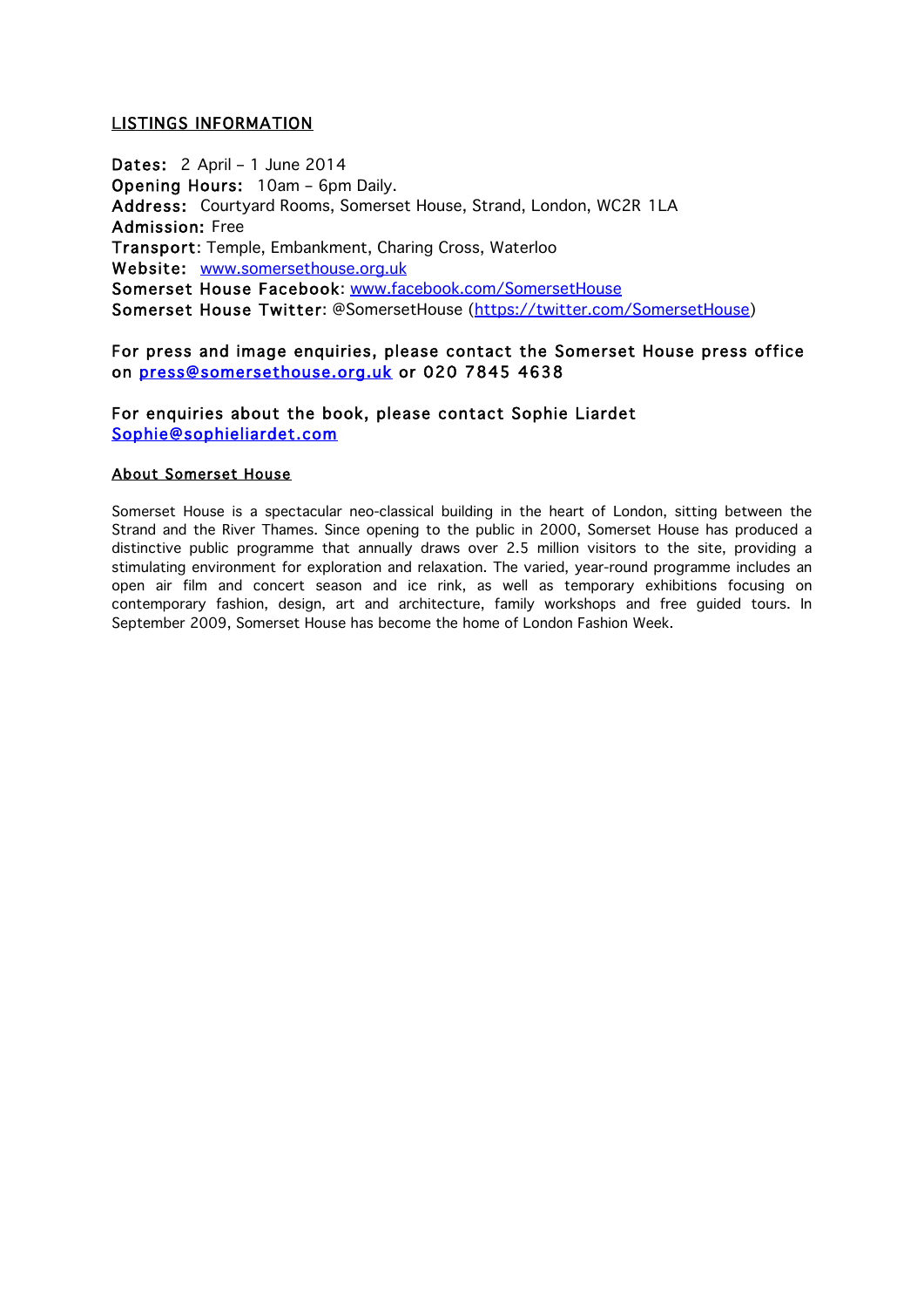## LISTINGS INFORMATION

**Dates:** 2 April – 1 June 2014
**Opening Hours:** 10am – 6pm Daily.
**Address:** Courtyard Rooms, Somerset House, Strand, London, WC2R 1LA
**Admission:** Free
**Transport**: Temple, Embankment, Charing Cross, Waterloo
**Website:** www.somersethouse.org.uk
**Somerset House Facebook:** www.facebook.com/SomersetHouse
**Somerset House Twitter**: @SomersetHouse (https://twitter.com/SomersetHouse)

**For press and image enquiries, please contact the Somerset House press office on press@somersethouse.org.uk or 020 7845 4638**

**For enquiries about the book, please contact Sophie Liardet Sophie@sophieliardet.com**

### About Somerset House

Somerset House is a spectacular neo-classical building in the heart of London, sitting between the Strand and the River Thames. Since opening to the public in 2000, Somerset House has produced a distinctive public programme that annually draws over 2.5 million visitors to the site, providing a stimulating environment for exploration and relaxation. The varied, year-round programme includes an open air film and concert season and ice rink, as well as temporary exhibitions focusing on contemporary fashion, design, art and architecture, family workshops and free guided tours. In September 2009, Somerset House has become the home of London Fashion Week.